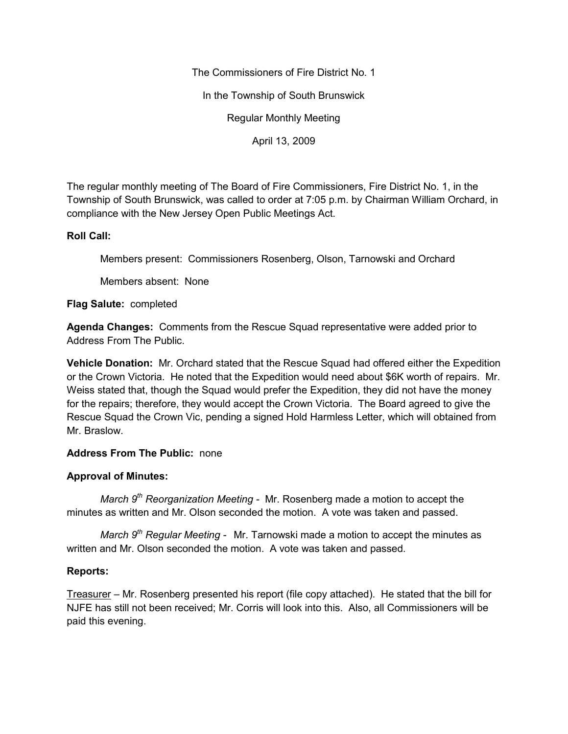The Commissioners of Fire District No. 1

In the Township of South Brunswick

Regular Monthly Meeting

April 13, 2009

The regular monthly meeting of The Board of Fire Commissioners, Fire District No. 1, in the Township of South Brunswick, was called to order at 7:05 p.m. by Chairman William Orchard, in compliance with the New Jersey Open Public Meetings Act.

**Roll Call:**

Members present: Commissioners Rosenberg, Olson, Tarnowski and Orchard

Members absent: None

**Flag Salute:** completed

**Agenda Changes:** Comments from the Rescue Squad representative were added prior to Address From The Public.

**Vehicle Donation:** Mr. Orchard stated that the Rescue Squad had offered either the Expedition or the Crown Victoria. He noted that the Expedition would need about $6K worth of repairs. Mr. Weiss stated that, though the Squad would prefer the Expedition, they did not have the money for the repairs; therefore, they would accept the Crown Victoria. The Board agreed to give the Rescue Squad the Crown Vic, pending a signed Hold Harmless Letter, which will obtained from Mr. Braslow.

**Address From The Public:** none

**Approval of Minutes:**

*March 9th Reorganization Meeting* - Mr. Rosenberg made a motion to accept the minutes as written and Mr. Olson seconded the motion. A vote was taken and passed.

*March 9th Regular Meeting* - Mr. Tarnowski made a motion to accept the minutes as written and Mr. Olson seconded the motion. A vote was taken and passed.

**Reports:**

Treasurer – Mr. Rosenberg presented his report (file copy attached). He stated that the bill for NJFE has still not been received; Mr. Corris will look into this. Also, all Commissioners will be paid this evening.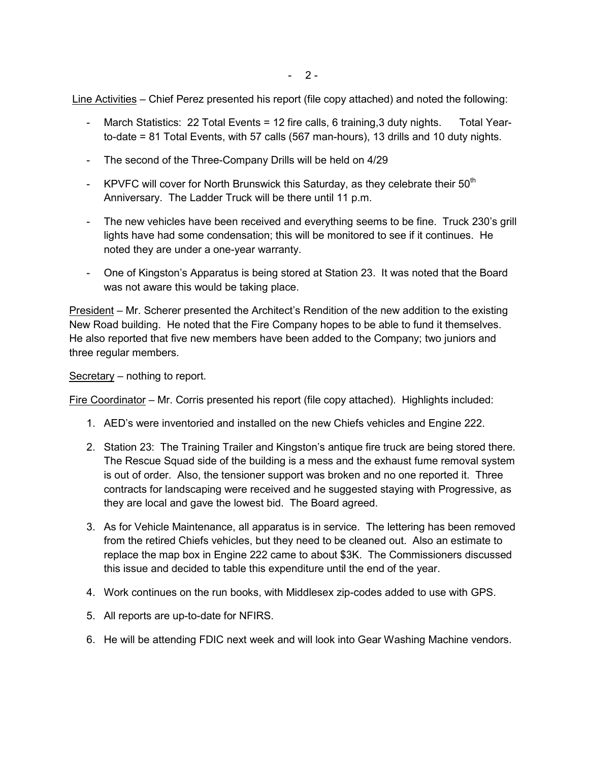Line Activities – Chief Perez presented his report (file copy attached) and noted the following:

- March Statistics: 22 Total Events = 12 fire calls, 6 training,3 duty nights. Total Year-to-date = 81 Total Events, with 57 calls (567 man-hours), 13 drills and 10 duty nights.

- The second of the Three-Company Drills will be held on 4/29

- KPVFC will cover for North Brunswick this Saturday, as they celebrate their 50th Anniversary. The Ladder Truck will be there until 11 p.m.

- The new vehicles have been received and everything seems to be fine. Truck 230's grill lights have had some condensation; this will be monitored to see if it continues. He noted they are under a one-year warranty.

- One of Kingston's Apparatus is being stored at Station 23. It was noted that the Board was not aware this would be taking place.

President – Mr. Scherer presented the Architect's Rendition of the new addition to the existing New Road building. He noted that the Fire Company hopes to be able to fund it themselves. He also reported that five new members have been added to the Company; two juniors and three regular members.

Secretary – nothing to report.

Fire Coordinator – Mr. Corris presented his report (file copy attached). Highlights included:

1. AED's were inventoried and installed on the new Chiefs vehicles and Engine 222.

2. Station 23: The Training Trailer and Kingston's antique fire truck are being stored there. The Rescue Squad side of the building is a mess and the exhaust fume removal system is out of order. Also, the tensioner support was broken and no one reported it. Three contracts for landscaping were received and he suggested staying with Progressive, as they are local and gave the lowest bid. The Board agreed.

3. As for Vehicle Maintenance, all apparatus is in service. The lettering has been removed from the retired Chiefs vehicles, but they need to be cleaned out. Also an estimate to replace the map box in Engine 222 came to about $3K. The Commissioners discussed this issue and decided to table this expenditure until the end of the year.

4. Work continues on the run books, with Middlesex zip-codes added to use with GPS.

5. All reports are up-to-date for NFIRS.

6. He will be attending FDIC next week and will look into Gear Washing Machine vendors.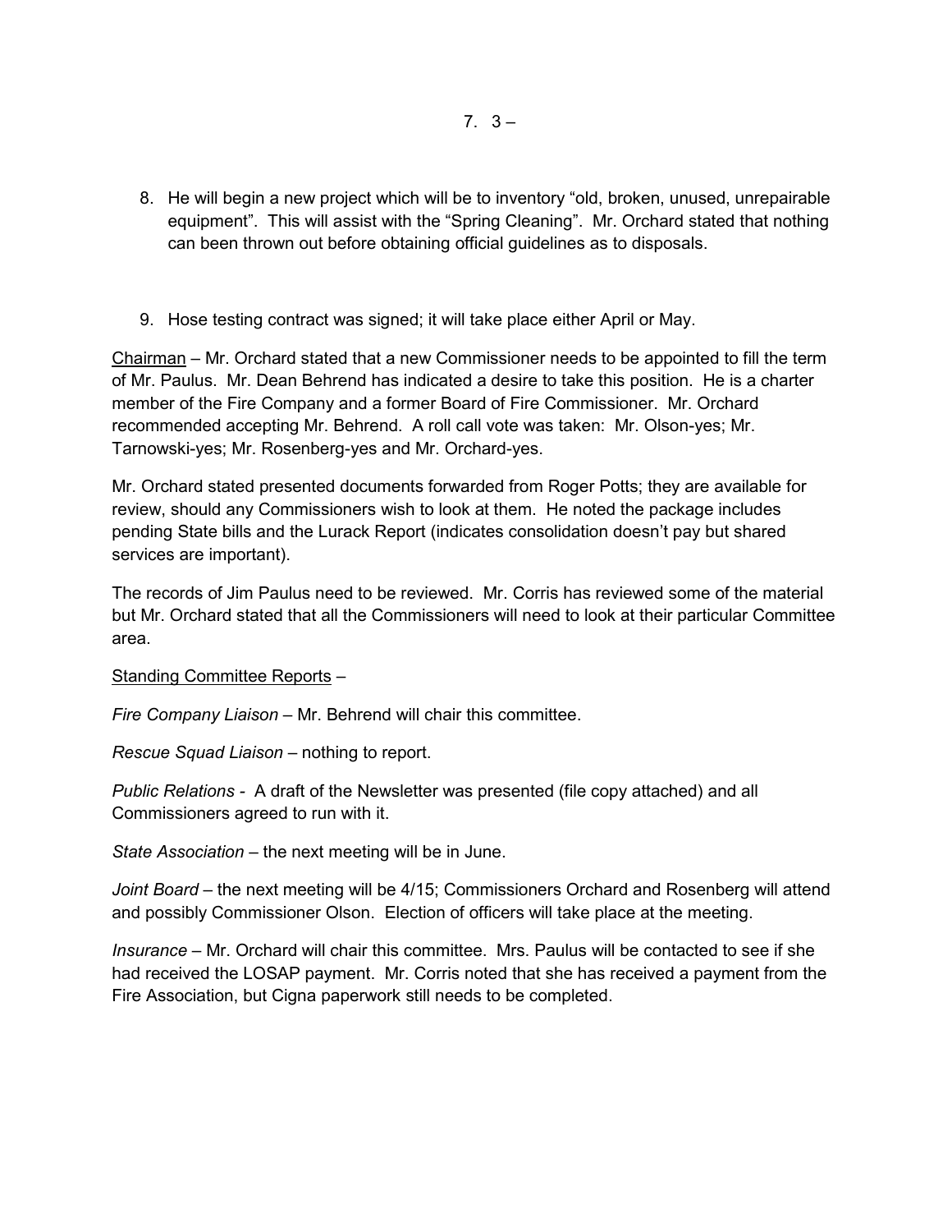7. 3 –

8. He will begin a new project which will be to inventory "old, broken, unused, unrepairable equipment". This will assist with the "Spring Cleaning". Mr. Orchard stated that nothing can been thrown out before obtaining official guidelines as to disposals.

9. Hose testing contract was signed; it will take place either April or May.

<u>Chairman</u> – Mr. Orchard stated that a new Commissioner needs to be appointed to fill the term of Mr. Paulus. Mr. Dean Behrend has indicated a desire to take this position. He is a charter member of the Fire Company and a former Board of Fire Commissioner. Mr. Orchard recommended accepting Mr. Behrend. A roll call vote was taken: Mr. Olson-yes; Mr. Tarnowski-yes; Mr. Rosenberg-yes and Mr. Orchard-yes.

Mr. Orchard stated presented documents forwarded from Roger Potts; they are available for review, should any Commissioners wish to look at them. He noted the package includes pending State bills and the Lurack Report (indicates consolidation doesn't pay but shared services are important).

The records of Jim Paulus need to be reviewed. Mr. Corris has reviewed some of the material but Mr. Orchard stated that all the Commissioners will need to look at their particular Committee area.

<u>Standing Committee Reports</u> –

*Fire Company Liaison* – Mr. Behrend will chair this committee.

*Rescue Squad Liaison* – nothing to report.

*Public Relations* - A draft of the Newsletter was presented (file copy attached) and all Commissioners agreed to run with it.

*State Association* – the next meeting will be in June.

*Joint Board* – the next meeting will be 4/15; Commissioners Orchard and Rosenberg will attend and possibly Commissioner Olson. Election of officers will take place at the meeting.

*Insurance* – Mr. Orchard will chair this committee. Mrs. Paulus will be contacted to see if she had received the LOSAP payment. Mr. Corris noted that she has received a payment from the Fire Association, but Cigna paperwork still needs to be completed.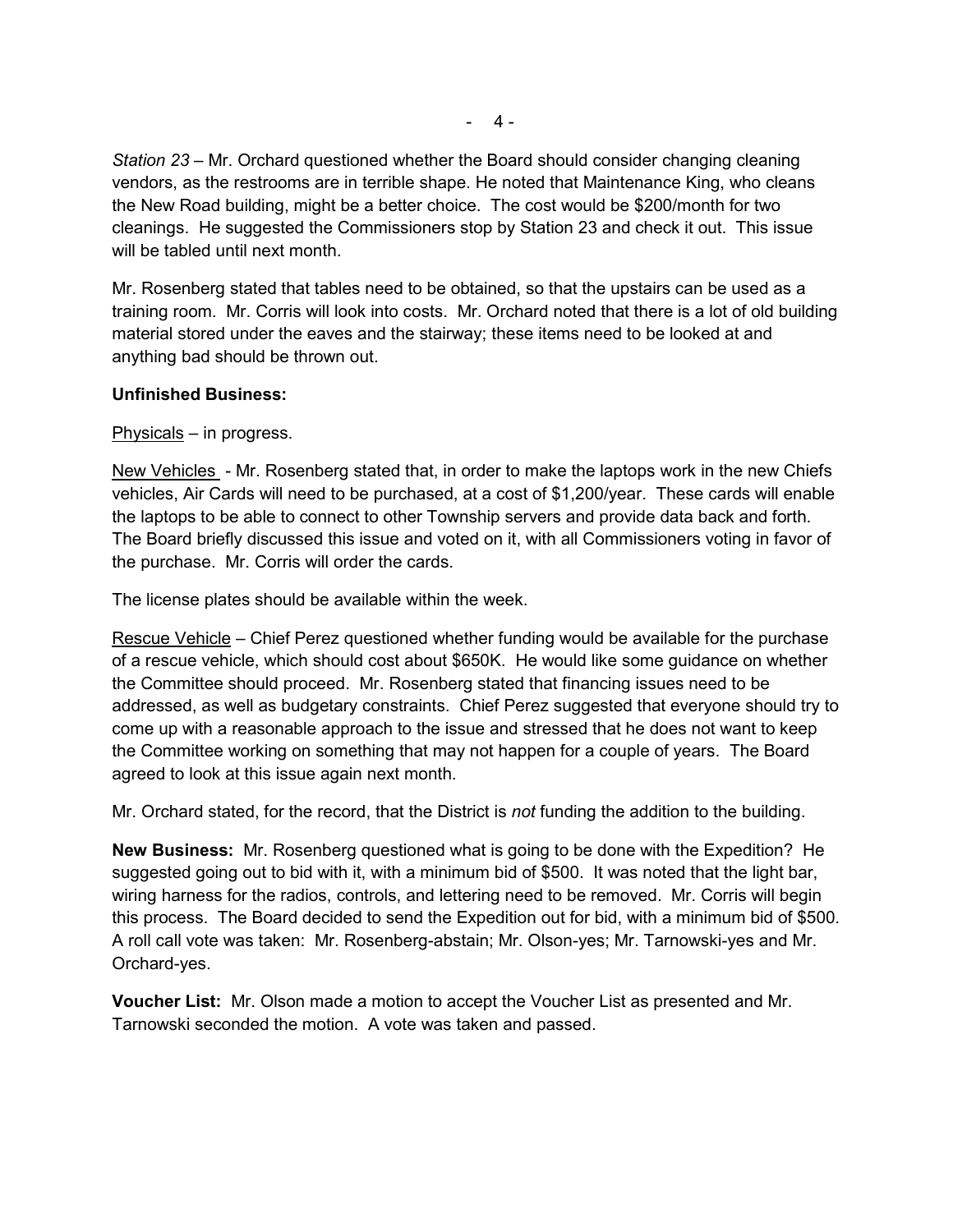*Station 23* – Mr. Orchard questioned whether the Board should consider changing cleaning vendors, as the restrooms are in terrible shape. He noted that Maintenance King, who cleans the New Road building, might be a better choice. The cost would be $200/month for two cleanings. He suggested the Commissioners stop by Station 23 and check it out. This issue will be tabled until next month.

Mr. Rosenberg stated that tables need to be obtained, so that the upstairs can be used as a training room. Mr. Corris will look into costs. Mr. Orchard noted that there is a lot of old building material stored under the eaves and the stairway; these items need to be looked at and anything bad should be thrown out.

**Unfinished Business:**

<u>Physicals</u> – in progress.

<u>New Vehicles</u> - Mr. Rosenberg stated that, in order to make the laptops work in the new Chiefs vehicles, Air Cards will need to be purchased, at a cost of $1,200/year. These cards will enable the laptops to be able to connect to other Township servers and provide data back and forth. The Board briefly discussed this issue and voted on it, with all Commissioners voting in favor of the purchase. Mr. Corris will order the cards.

The license plates should be available within the week.

<u>Rescue Vehicle</u> – Chief Perez questioned whether funding would be available for the purchase of a rescue vehicle, which should cost about $650K. He would like some guidance on whether the Committee should proceed. Mr. Rosenberg stated that financing issues need to be addressed, as well as budgetary constraints. Chief Perez suggested that everyone should try to come up with a reasonable approach to the issue and stressed that he does not want to keep the Committee working on something that may not happen for a couple of years. The Board agreed to look at this issue again next month.

Mr. Orchard stated, for the record, that the District is *not* funding the addition to the building.

**New Business:** Mr. Rosenberg questioned what is going to be done with the Expedition? He suggested going out to bid with it, with a minimum bid of $500. It was noted that the light bar, wiring harness for the radios, controls, and lettering need to be removed. Mr. Corris will begin this process. The Board decided to send the Expedition out for bid, with a minimum bid of $500. A roll call vote was taken: Mr. Rosenberg-abstain; Mr. Olson-yes; Mr. Tarnowski-yes and Mr. Orchard-yes.

**Voucher List:** Mr. Olson made a motion to accept the Voucher List as presented and Mr. Tarnowski seconded the motion. A vote was taken and passed.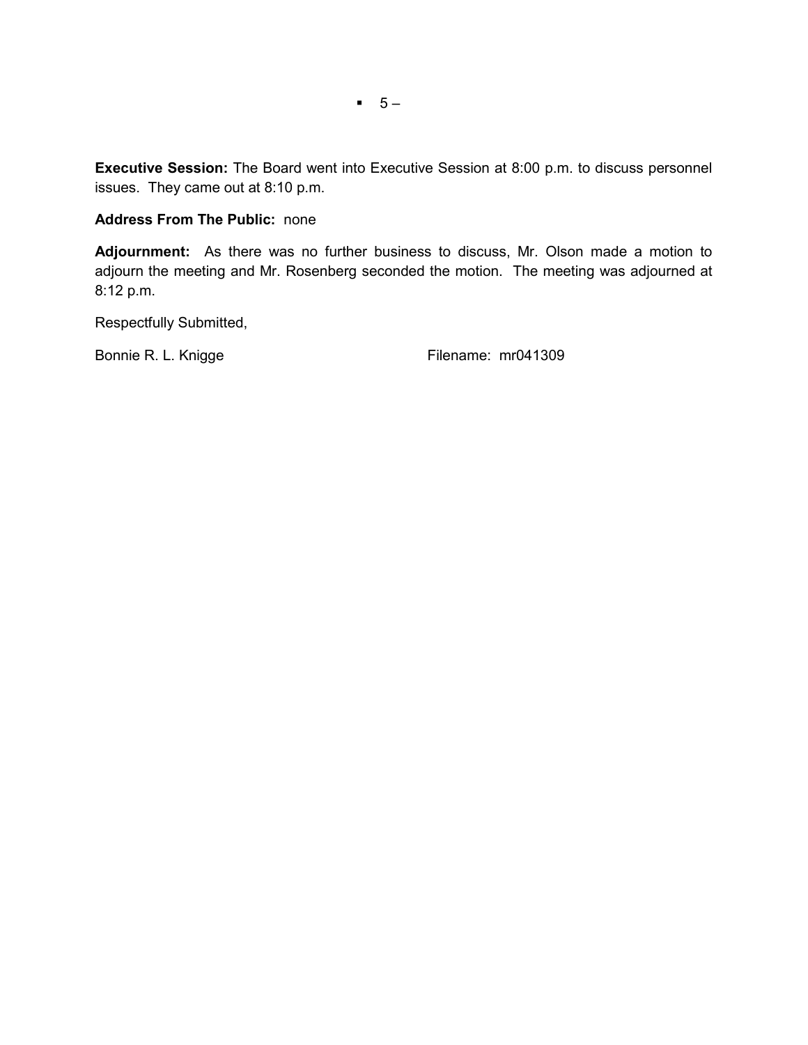**Executive Session:** The Board went into Executive Session at 8:00 p.m. to discuss personnel issues. They came out at 8:10 p.m.

**Address From The Public:** none

**Adjournment:** As there was no further business to discuss, Mr. Olson made a motion to adjourn the meeting and Mr. Rosenberg seconded the motion. The meeting was adjourned at 8:12 p.m.

Respectfully Submitted,

Bonnie R. L. Knigge Filename: mr041309